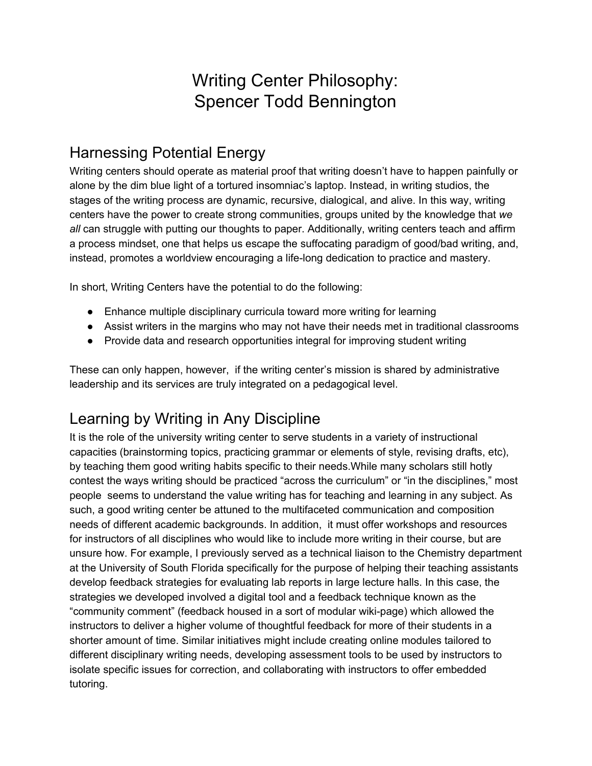# Writing Center Philosophy:
Spencer Todd Bennington

## Harnessing Potential Energy

Writing centers should operate as material proof that writing doesn't have to happen painfully or alone by the dim blue light of a tortured insomniac's laptop. Instead, in writing studios, the stages of the writing process are dynamic, recursive, dialogical, and alive. In this way, writing centers have the power to create strong communities, groups united by the knowledge that *we all* can struggle with putting our thoughts to paper. Additionally, writing centers teach and affirm a process mindset, one that helps us escape the suffocating paradigm of good/bad writing, and, instead, promotes a worldview encouraging a life-long dedication to practice and mastery.

In short, Writing Centers have the potential to do the following:

- Enhance multiple disciplinary curricula toward more writing for learning
- Assist writers in the margins who may not have their needs met in traditional classrooms
- Provide data and research opportunities integral for improving student writing

These can only happen, however, if the writing center's mission is shared by administrative leadership and its services are truly integrated on a pedagogical level.

## Learning by Writing in Any Discipline

It is the role of the university writing center to serve students in a variety of instructional capacities (brainstorming topics, practicing grammar or elements of style, revising drafts, etc), by teaching them good writing habits specific to their needs.While many scholars still hotly contest the ways writing should be practiced "across the curriculum" or "in the disciplines," most people seems to understand the value writing has for teaching and learning in any subject. As such, a good writing center be attuned to the multifaceted communication and composition needs of different academic backgrounds. In addition, it must offer workshops and resources for instructors of all disciplines who would like to include more writing in their course, but are unsure how. For example, I previously served as a technical liaison to the Chemistry department at the University of South Florida specifically for the purpose of helping their teaching assistants develop feedback strategies for evaluating lab reports in large lecture halls. In this case, the strategies we developed involved a digital tool and a feedback technique known as the "community comment" (feedback housed in a sort of modular wiki-page) which allowed the instructors to deliver a higher volume of thoughtful feedback for more of their students in a shorter amount of time. Similar initiatives might include creating online modules tailored to different disciplinary writing needs, developing assessment tools to be used by instructors to isolate specific issues for correction, and collaborating with instructors to offer embedded tutoring.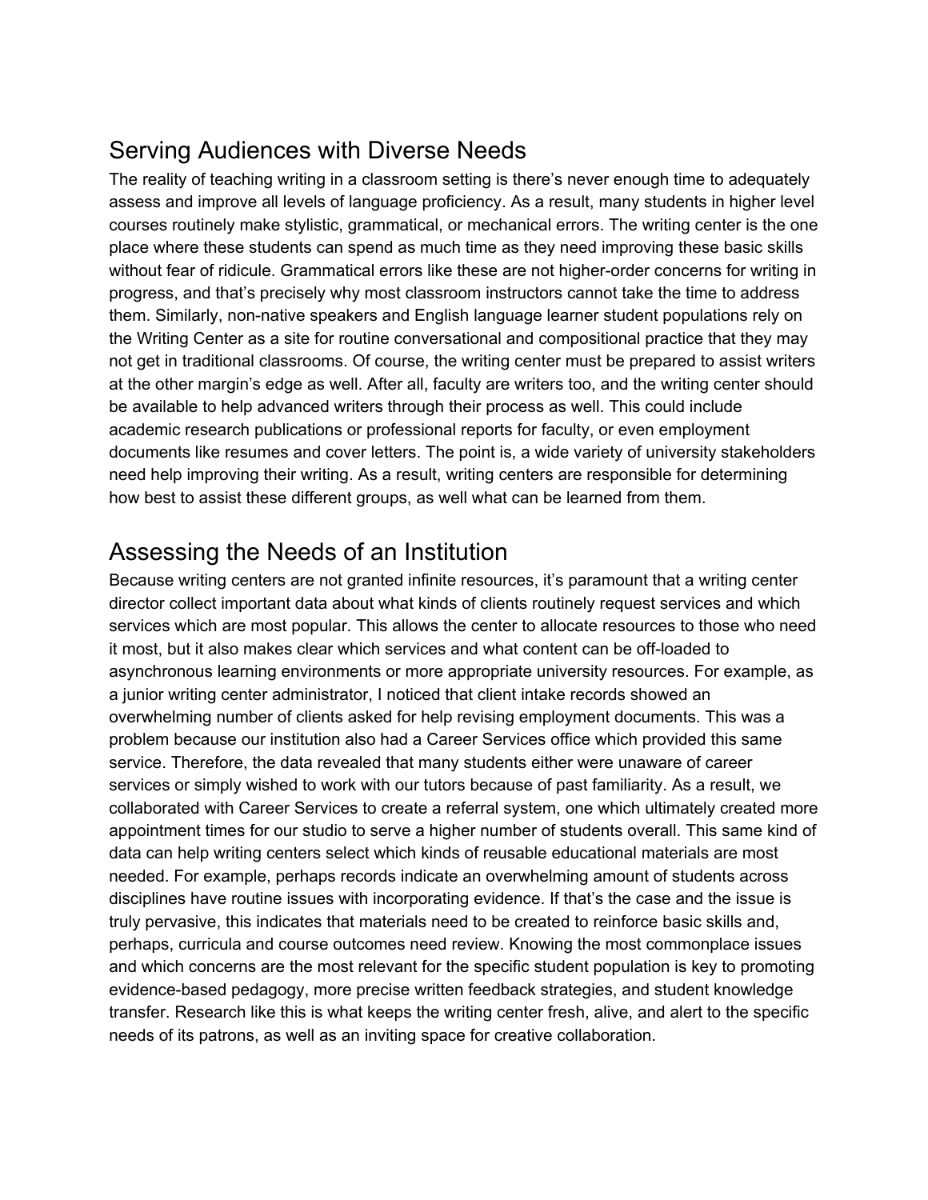## Serving Audiences with Diverse Needs

The reality of teaching writing in a classroom setting is there's never enough time to adequately assess and improve all levels of language proficiency. As a result, many students in higher level courses routinely make stylistic, grammatical, or mechanical errors. The writing center is the one place where these students can spend as much time as they need improving these basic skills without fear of ridicule. Grammatical errors like these are not higher-order concerns for writing in progress, and that's precisely why most classroom instructors cannot take the time to address them. Similarly, non-native speakers and English language learner student populations rely on the Writing Center as a site for routine conversational and compositional practice that they may not get in traditional classrooms. Of course, the writing center must be prepared to assist writers at the other margin's edge as well. After all, faculty are writers too, and the writing center should be available to help advanced writers through their process as well. This could include academic research publications or professional reports for faculty, or even employment documents like resumes and cover letters. The point is, a wide variety of university stakeholders need help improving their writing. As a result, writing centers are responsible for determining how best to assist these different groups, as well what can be learned from them.

## Assessing the Needs of an Institution

Because writing centers are not granted infinite resources, it's paramount that a writing center director collect important data about what kinds of clients routinely request services and which services which are most popular. This allows the center to allocate resources to those who need it most, but it also makes clear which services and what content can be off-loaded to asynchronous learning environments or more appropriate university resources. For example, as a junior writing center administrator, I noticed that client intake records showed an overwhelming number of clients asked for help revising employment documents. This was a problem because our institution also had a Career Services office which provided this same service. Therefore, the data revealed that many students either were unaware of career services or simply wished to work with our tutors because of past familiarity. As a result, we collaborated with Career Services to create a referral system, one which ultimately created more appointment times for our studio to serve a higher number of students overall. This same kind of data can help writing centers select which kinds of reusable educational materials are most needed. For example, perhaps records indicate an overwhelming amount of students across disciplines have routine issues with incorporating evidence. If that's the case and the issue is truly pervasive, this indicates that materials need to be created to reinforce basic skills and, perhaps, curricula and course outcomes need review. Knowing the most commonplace issues and which concerns are the most relevant for the specific student population is key to promoting evidence-based pedagogy, more precise written feedback strategies, and student knowledge transfer. Research like this is what keeps the writing center fresh, alive, and alert to the specific needs of its patrons, as well as an inviting space for creative collaboration.